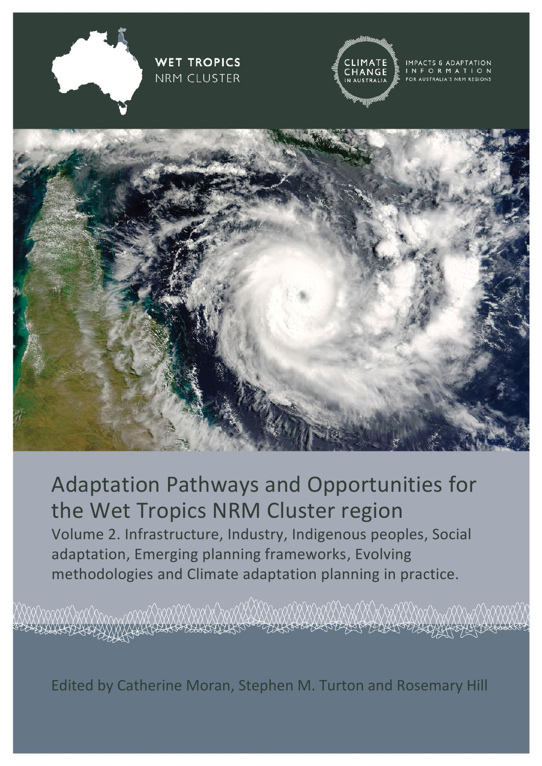WET TROPICS
NRM CLUSTER

CLIMATE CHANGE IN AUSTRALIA

IMPACTS & ADAPTATION INFORMATION FOR AUSTRALIA'S NRM REGIONS

# Adaptation Pathways and Opportunities for the Wet Tropics NRM Cluster region

Volume 2. Infrastructure, Industry, Indigenous peoples, Social adaptation, Emerging planning frameworks, Evolving methodologies and Climate adaptation planning in practice.

Edited by Catherine Moran, Stephen M. Turton and Rosemary Hill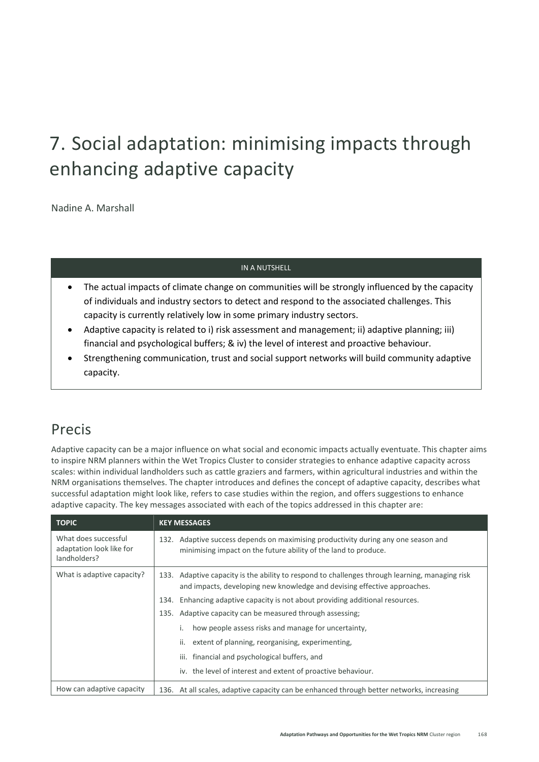# 7. Social adaptation: minimising impacts through enhancing adaptive capacity

Nadine A. Marshall

| IN A NUTSHELL |
| --- |
| • The actual impacts of climate change on communities will be strongly influenced by the capacity of individuals and industry sectors to detect and respond to the associated challenges. This capacity is currently relatively low in some primary industry sectors.<br>• Adaptive capacity is related to i) risk assessment and management; ii) adaptive planning; iii) financial and psychological buffers; & iv) the level of interest and proactive behaviour.<br>• Strengthening communication, trust and social support networks will build community adaptive capacity. |

## Precis

Adaptive capacity can be a major influence on what social and economic impacts actually eventuate. This chapter aims to inspire NRM planners within the Wet Tropics Cluster to consider strategies to enhance adaptive capacity across scales: within individual landholders such as cattle graziers and farmers, within agricultural industries and within the NRM organisations themselves. The chapter introduces and defines the concept of adaptive capacity, describes what successful adaptation might look like, refers to case studies within the region, and offers suggestions to enhance adaptive capacity. The key messages associated with each of the topics addressed in this chapter are:

| TOPIC | KEY MESSAGES |
| --- | --- |
| What does successful adaptation look like for landholders? | 132. Adaptive success depends on maximising productivity during any one season and minimising impact on the future ability of the land to produce. |
| What is adaptive capacity? | 133. Adaptive capacity is the ability to respond to challenges through learning, managing risk and impacts, developing new knowledge and devising effective approaches.<br>134. Enhancing adaptive capacity is not about providing additional resources.<br>135. Adaptive capacity can be measured through assessing;<br>i. how people assess risks and manage for uncertainty,<br>ii. extent of planning, reorganising, experimenting,<br>iii. financial and psychological buffers, and<br>iv. the level of interest and extent of proactive behaviour. |
| How can adaptive capacity | 136. At all scales, adaptive capacity can be enhanced through better networks, increasing |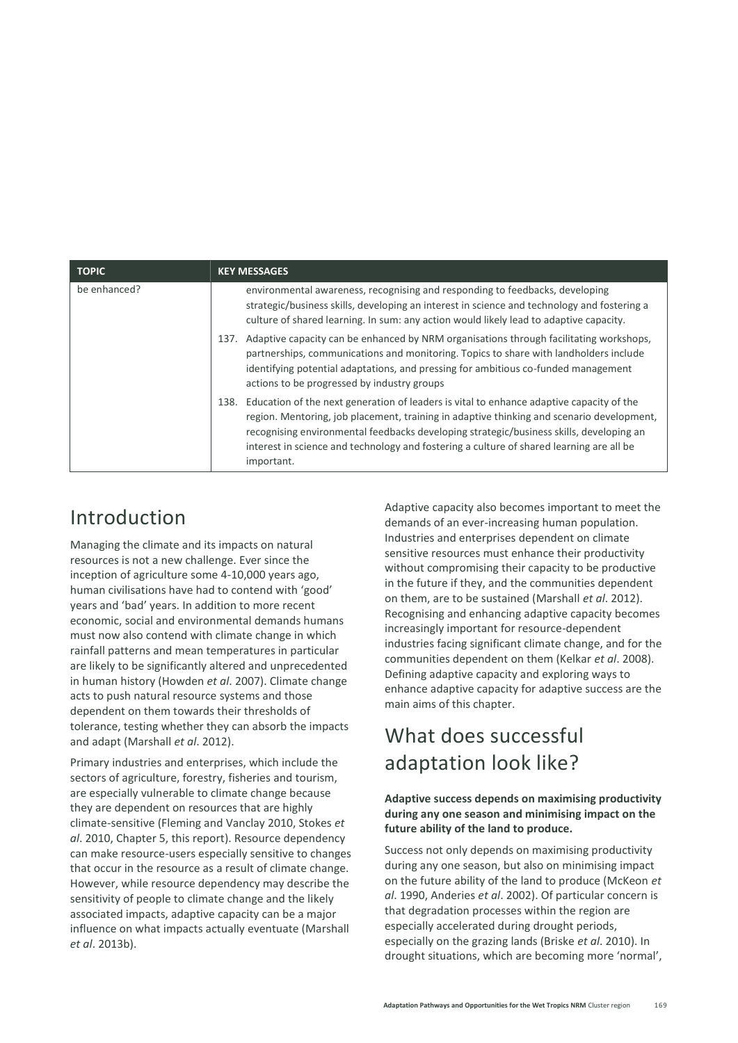| TOPIC | KEY MESSAGES |
| --- | --- |
| be enhanced? | environmental awareness, recognising and responding to feedbacks, developing strategic/business skills, developing an interest in science and technology and fostering a culture of shared learning. In sum: any action would likely lead to adaptive capacity. |
| | 137. Adaptive capacity can be enhanced by NRM organisations through facilitating workshops, partnerships, communications and monitoring. Topics to share with landholders include identifying potential adaptations, and pressing for ambitious co-funded management actions to be progressed by industry groups |
| | 138. Education of the next generation of leaders is vital to enhance adaptive capacity of the region. Mentoring, job placement, training in adaptive thinking and scenario development, recognising environmental feedbacks developing strategic/business skills, developing an interest in science and technology and fostering a culture of shared learning are all be important. |

# Introduction

Managing the climate and its impacts on natural resources is not a new challenge. Ever since the inception of agriculture some 4-10,000 years ago, human civilisations have had to contend with 'good' years and 'bad' years. In addition to more recent economic, social and environmental demands humans must now also contend with climate change in which rainfall patterns and mean temperatures in particular are likely to be significantly altered and unprecedented in human history (Howden *et al*. 2007). Climate change acts to push natural resource systems and those dependent on them towards their thresholds of tolerance, testing whether they can absorb the impacts and adapt (Marshall *et al*. 2012).

Primary industries and enterprises, which include the sectors of agriculture, forestry, fisheries and tourism, are especially vulnerable to climate change because they are dependent on resources that are highly climate-sensitive (Fleming and Vanclay 2010, Stokes *et al*. 2010, Chapter 5, this report). Resource dependency can make resource-users especially sensitive to changes that occur in the resource as a result of climate change. However, while resource dependency may describe the sensitivity of people to climate change and the likely associated impacts, adaptive capacity can be a major influence on what impacts actually eventuate (Marshall *et al*. 2013b).

Adaptive capacity also becomes important to meet the demands of an ever-increasing human population. Industries and enterprises dependent on climate sensitive resources must enhance their productivity without compromising their capacity to be productive in the future if they, and the communities dependent on them, are to be sustained (Marshall *et al*. 2012). Recognising and enhancing adaptive capacity becomes increasingly important for resource-dependent industries facing significant climate change, and for the communities dependent on them (Kelkar *et al*. 2008). Defining adaptive capacity and exploring ways to enhance adaptive capacity for adaptive success are the main aims of this chapter.

# What does successful adaptation look like?

**Adaptive success depends on maximising productivity during any one season and minimising impact on the future ability of the land to produce.**

Success not only depends on maximising productivity during any one season, but also on minimising impact on the future ability of the land to produce (McKeon *et al*. 1990, Anderies *et al*. 2002). Of particular concern is that degradation processes within the region are especially accelerated during drought periods, especially on the grazing lands (Briske *et al*. 2010). In drought situations, which are becoming more 'normal',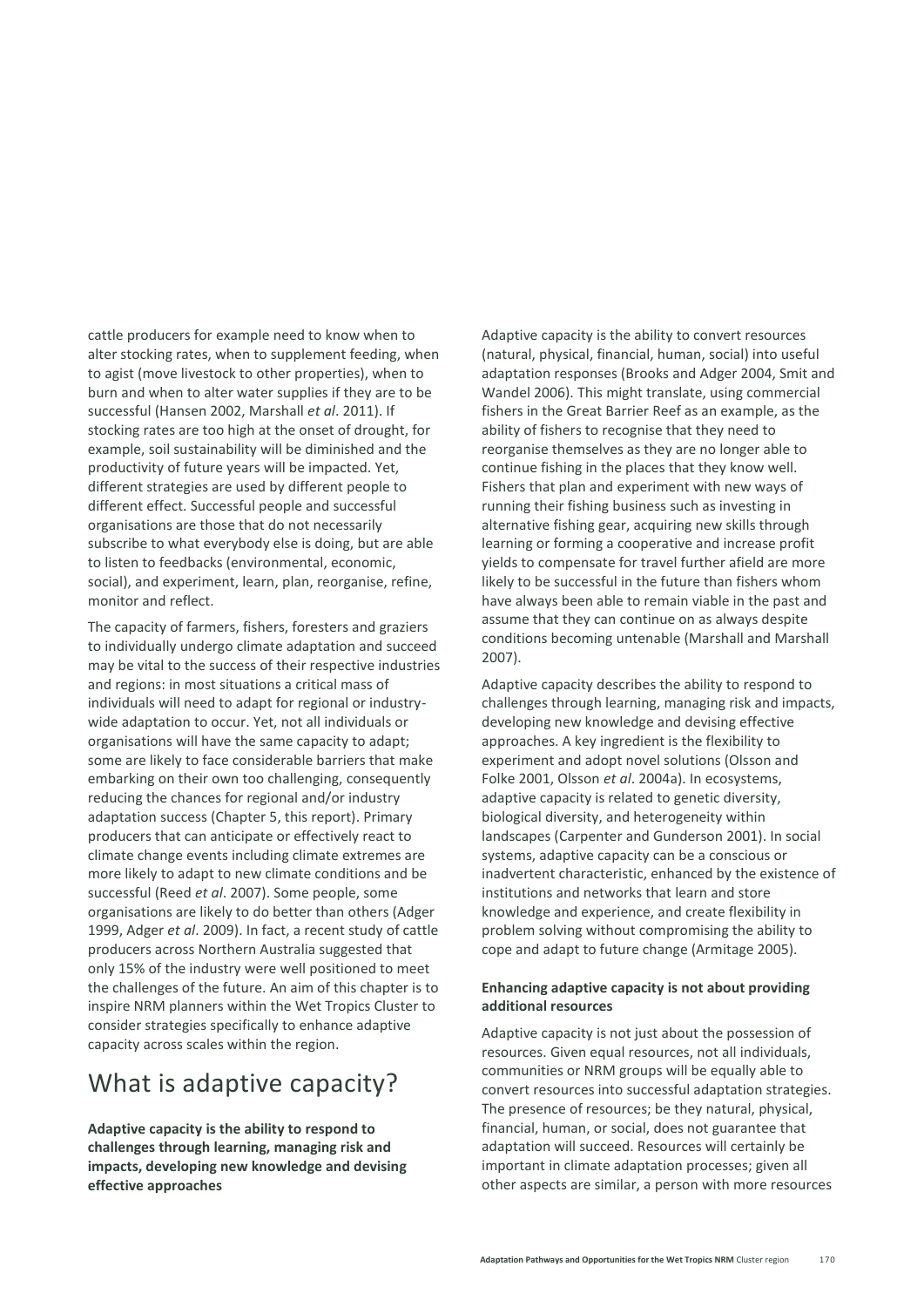cattle producers for example need to know when to alter stocking rates, when to supplement feeding, when to agist (move livestock to other properties), when to burn and when to alter water supplies if they are to be successful (Hansen 2002, Marshall *et al*. 2011). If stocking rates are too high at the onset of drought, for example, soil sustainability will be diminished and the productivity of future years will be impacted. Yet, different strategies are used by different people to different effect. Successful people and successful organisations are those that do not necessarily subscribe to what everybody else is doing, but are able to listen to feedbacks (environmental, economic, social), and experiment, learn, plan, reorganise, refine, monitor and reflect.

The capacity of farmers, fishers, foresters and graziers to individually undergo climate adaptation and succeed may be vital to the success of their respective industries and regions: in most situations a critical mass of individuals will need to adapt for regional or industry-wide adaptation to occur. Yet, not all individuals or organisations will have the same capacity to adapt; some are likely to face considerable barriers that make embarking on their own too challenging, consequently reducing the chances for regional and/or industry adaptation success (Chapter 5, this report). Primary producers that can anticipate or effectively react to climate change events including climate extremes are more likely to adapt to new climate conditions and be successful (Reed *et al*. 2007). Some people, some organisations are likely to do better than others (Adger 1999, Adger *et al*. 2009). In fact, a recent study of cattle producers across Northern Australia suggested that only 15% of the industry were well positioned to meet the challenges of the future. An aim of this chapter is to inspire NRM planners within the Wet Tropics Cluster to consider strategies specifically to enhance adaptive capacity across scales within the region.

# What is adaptive capacity?

**Adaptive capacity is the ability to respond to challenges through learning, managing risk and impacts, developing new knowledge and devising effective approaches**

Adaptive capacity is the ability to convert resources (natural, physical, financial, human, social) into useful adaptation responses (Brooks and Adger 2004, Smit and Wandel 2006). This might translate, using commercial fishers in the Great Barrier Reef as an example, as the ability of fishers to recognise that they need to reorganise themselves as they are no longer able to continue fishing in the places that they know well. Fishers that plan and experiment with new ways of running their fishing business such as investing in alternative fishing gear, acquiring new skills through learning or forming a cooperative and increase profit yields to compensate for travel further afield are more likely to be successful in the future than fishers whom have always been able to remain viable in the past and assume that they can continue on as always despite conditions becoming untenable (Marshall and Marshall 2007).

Adaptive capacity describes the ability to respond to challenges through learning, managing risk and impacts, developing new knowledge and devising effective approaches. A key ingredient is the flexibility to experiment and adopt novel solutions (Olsson and Folke 2001, Olsson *et al*. 2004a). In ecosystems, adaptive capacity is related to genetic diversity, biological diversity, and heterogeneity within landscapes (Carpenter and Gunderson 2001). In social systems, adaptive capacity can be a conscious or inadvertent characteristic, enhanced by the existence of institutions and networks that learn and store knowledge and experience, and create flexibility in problem solving without compromising the ability to cope and adapt to future change (Armitage 2005).

**Enhancing adaptive capacity is not about providing additional resources**

Adaptive capacity is not just about the possession of resources. Given equal resources, not all individuals, communities or NRM groups will be equally able to convert resources into successful adaptation strategies. The presence of resources; be they natural, physical, financial, human, or social, does not guarantee that adaptation will succeed. Resources will certainly be important in climate adaptation processes; given all other aspects are similar, a person with more resources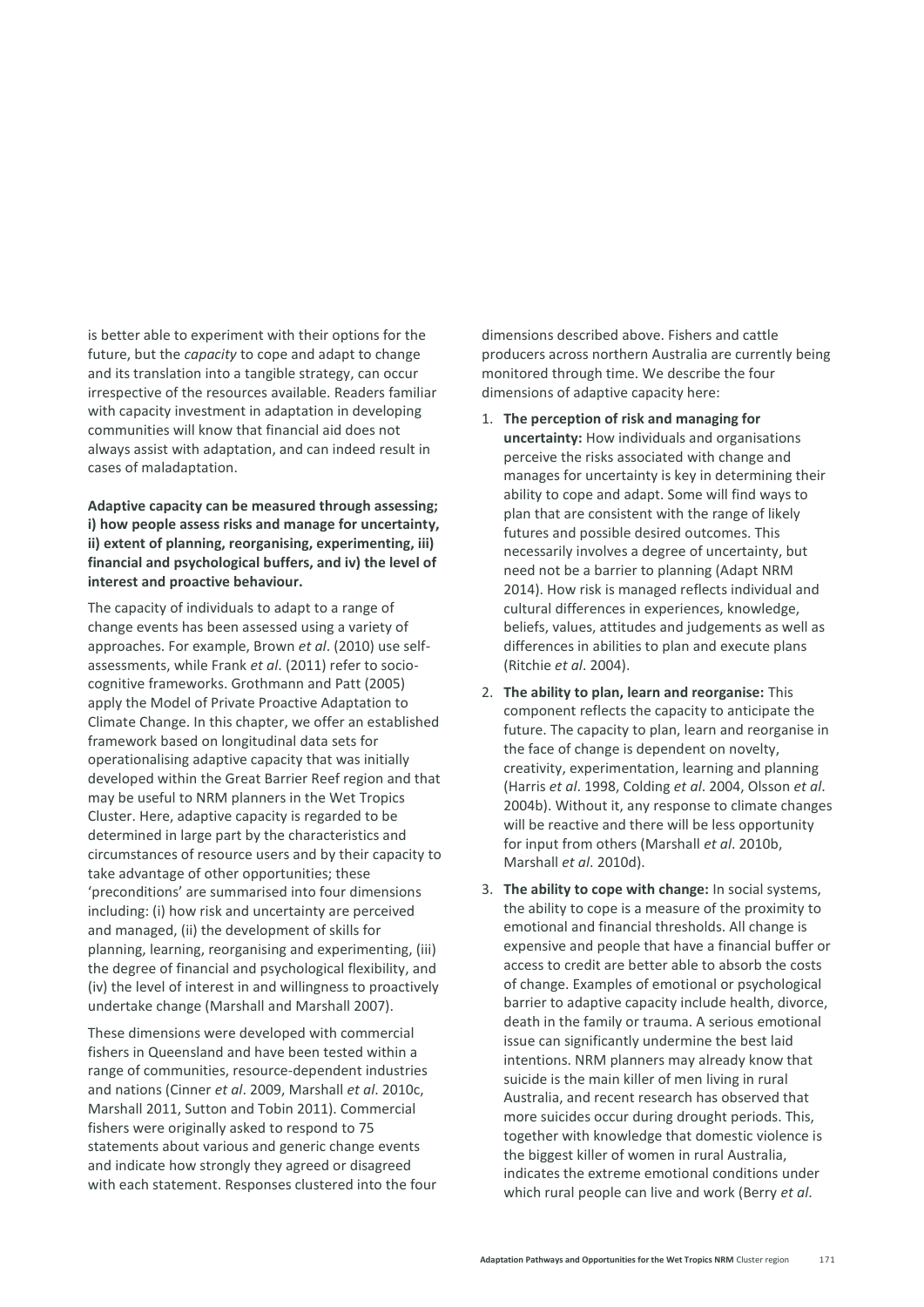is better able to experiment with their options for the future, but the *capacity* to cope and adapt to change and its translation into a tangible strategy, can occur irrespective of the resources available. Readers familiar with capacity investment in adaptation in developing communities will know that financial aid does not always assist with adaptation, and can indeed result in cases of maladaptation.

**Adaptive capacity can be measured through assessing; i) how people assess risks and manage for uncertainty, ii) extent of planning, reorganising, experimenting, iii) financial and psychological buffers, and iv) the level of interest and proactive behaviour.**

The capacity of individuals to adapt to a range of change events has been assessed using a variety of approaches. For example, Brown *et al*. (2010) use self-assessments, while Frank *et al*. (2011) refer to socio-cognitive frameworks. Grothmann and Patt (2005) apply the Model of Private Proactive Adaptation to Climate Change. In this chapter, we offer an established framework based on longitudinal data sets for operationalising adaptive capacity that was initially developed within the Great Barrier Reef region and that may be useful to NRM planners in the Wet Tropics Cluster. Here, adaptive capacity is regarded to be determined in large part by the characteristics and circumstances of resource users and by their capacity to take advantage of other opportunities; these 'preconditions' are summarised into four dimensions including: (i) how risk and uncertainty are perceived and managed, (ii) the development of skills for planning, learning, reorganising and experimenting, (iii) the degree of financial and psychological flexibility, and (iv) the level of interest in and willingness to proactively undertake change (Marshall and Marshall 2007).

These dimensions were developed with commercial fishers in Queensland and have been tested within a range of communities, resource-dependent industries and nations (Cinner *et al*. 2009, Marshall *et al*. 2010c, Marshall 2011, Sutton and Tobin 2011). Commercial fishers were originally asked to respond to 75 statements about various and generic change events and indicate how strongly they agreed or disagreed with each statement. Responses clustered into the four dimensions described above. Fishers and cattle producers across northern Australia are currently being monitored through time. We describe the four dimensions of adaptive capacity here:

1. **The perception of risk and managing for uncertainty:** How individuals and organisations perceive the risks associated with change and manages for uncertainty is key in determining their ability to cope and adapt. Some will find ways to plan that are consistent with the range of likely futures and possible desired outcomes. This necessarily involves a degree of uncertainty, but need not be a barrier to planning (Adapt NRM 2014). How risk is managed reflects individual and cultural differences in experiences, knowledge, beliefs, values, attitudes and judgements as well as differences in abilities to plan and execute plans (Ritchie *et al*. 2004).
2. **The ability to plan, learn and reorganise:** This component reflects the capacity to anticipate the future. The capacity to plan, learn and reorganise in the face of change is dependent on novelty, creativity, experimentation, learning and planning (Harris *et al*. 1998, Colding *et al*. 2004, Olsson *et al*. 2004b). Without it, any response to climate changes will be reactive and there will be less opportunity for input from others (Marshall *et al*. 2010b, Marshall *et al*. 2010d).
3. **The ability to cope with change:** In social systems, the ability to cope is a measure of the proximity to emotional and financial thresholds. All change is expensive and people that have a financial buffer or access to credit are better able to absorb the costs of change. Examples of emotional or psychological barrier to adaptive capacity include health, divorce, death in the family or trauma. A serious emotional issue can significantly undermine the best laid intentions. NRM planners may already know that suicide is the main killer of men living in rural Australia, and recent research has observed that more suicides occur during drought periods. This, together with knowledge that domestic violence is the biggest killer of women in rural Australia, indicates the extreme emotional conditions under which rural people can live and work (Berry *et al*.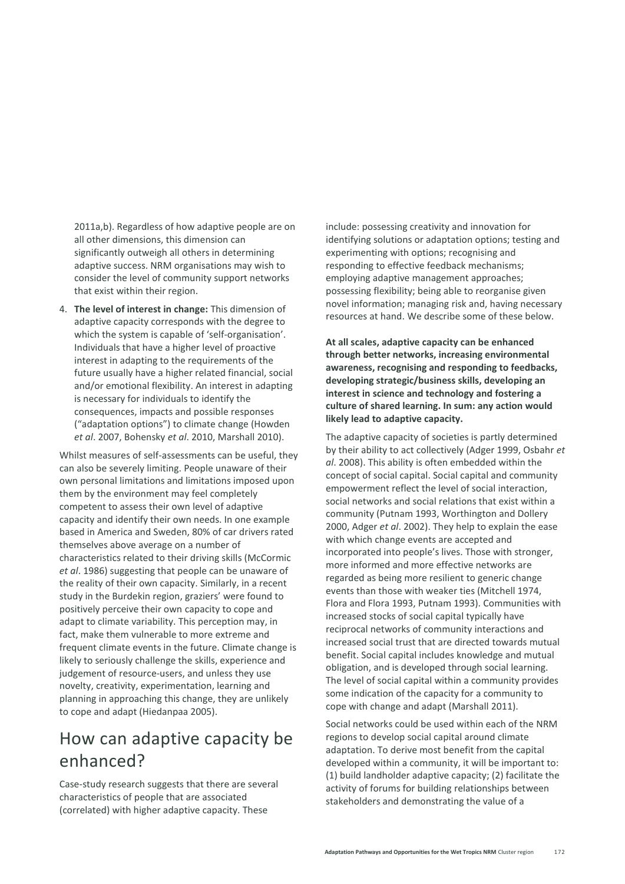2011a,b). Regardless of how adaptive people are on all other dimensions, this dimension can significantly outweigh all others in determining adaptive success. NRM organisations may wish to consider the level of community support networks that exist within their region.

4. **The level of interest in change:** This dimension of adaptive capacity corresponds with the degree to which the system is capable of 'self-organisation'. Individuals that have a higher level of proactive interest in adapting to the requirements of the future usually have a higher related financial, social and/or emotional flexibility. An interest in adapting is necessary for individuals to identify the consequences, impacts and possible responses ("adaptation options") to climate change (Howden *et al*. 2007, Bohensky *et al*. 2010, Marshall 2010).

Whilst measures of self-assessments can be useful, they can also be severely limiting. People unaware of their own personal limitations and limitations imposed upon them by the environment may feel completely competent to assess their own level of adaptive capacity and identify their own needs. In one example based in America and Sweden, 80% of car drivers rated themselves above average on a number of characteristics related to their driving skills (McCormic *et al*. 1986) suggesting that people can be unaware of the reality of their own capacity. Similarly, in a recent study in the Burdekin region, graziers' were found to positively perceive their own capacity to cope and adapt to climate variability. This perception may, in fact, make them vulnerable to more extreme and frequent climate events in the future. Climate change is likely to seriously challenge the skills, experience and judgement of resource-users, and unless they use novelty, creativity, experimentation, learning and planning in approaching this change, they are unlikely to cope and adapt (Hiedanpaa 2005).

## How can adaptive capacity be enhanced?

Case-study research suggests that there are several characteristics of people that are associated (correlated) with higher adaptive capacity. These include: possessing creativity and innovation for identifying solutions or adaptation options; testing and experimenting with options; recognising and responding to effective feedback mechanisms; employing adaptive management approaches; possessing flexibility; being able to reorganise given novel information; managing risk and, having necessary resources at hand. We describe some of these below.

**At all scales, adaptive capacity can be enhanced through better networks, increasing environmental awareness, recognising and responding to feedbacks, developing strategic/business skills, developing an interest in science and technology and fostering a culture of shared learning. In sum: any action would likely lead to adaptive capacity.**

The adaptive capacity of societies is partly determined by their ability to act collectively (Adger 1999, Osbahr *et al*. 2008). This ability is often embedded within the concept of social capital. Social capital and community empowerment reflect the level of social interaction, social networks and social relations that exist within a community (Putnam 1993, Worthington and Dollery 2000, Adger *et al*. 2002). They help to explain the ease with which change events are accepted and incorporated into people's lives. Those with stronger, more informed and more effective networks are regarded as being more resilient to generic change events than those with weaker ties (Mitchell 1974, Flora and Flora 1993, Putnam 1993). Communities with increased stocks of social capital typically have reciprocal networks of community interactions and increased social trust that are directed towards mutual benefit. Social capital includes knowledge and mutual obligation, and is developed through social learning. The level of social capital within a community provides some indication of the capacity for a community to cope with change and adapt (Marshall 2011).

Social networks could be used within each of the NRM regions to develop social capital around climate adaptation. To derive most benefit from the capital developed within a community, it will be important to: (1) build landholder adaptive capacity; (2) facilitate the activity of forums for building relationships between stakeholders and demonstrating the value of a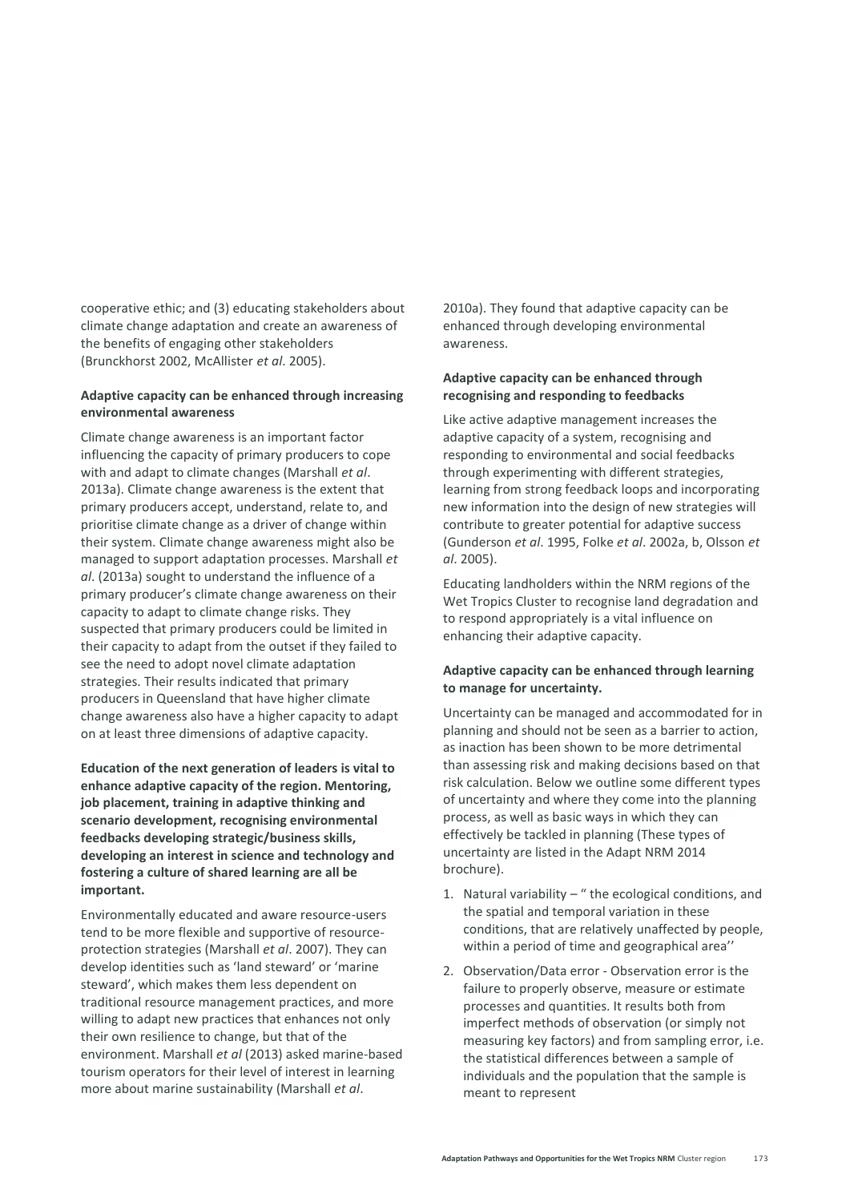cooperative ethic; and (3) educating stakeholders about climate change adaptation and create an awareness of the benefits of engaging other stakeholders (Brunckhorst 2002, McAllister *et al*. 2005).

**Adaptive capacity can be enhanced through increasing environmental awareness**

Climate change awareness is an important factor influencing the capacity of primary producers to cope with and adapt to climate changes (Marshall *et al*. 2013a). Climate change awareness is the extent that primary producers accept, understand, relate to, and prioritise climate change as a driver of change within their system. Climate change awareness might also be managed to support adaptation processes. Marshall *et al*. (2013a) sought to understand the influence of a primary producer's climate change awareness on their capacity to adapt to climate change risks. They suspected that primary producers could be limited in their capacity to adapt from the outset if they failed to see the need to adopt novel climate adaptation strategies. Their results indicated that primary producers in Queensland that have higher climate change awareness also have a higher capacity to adapt on at least three dimensions of adaptive capacity.

**Education of the next generation of leaders is vital to enhance adaptive capacity of the region. Mentoring, job placement, training in adaptive thinking and scenario development, recognising environmental feedbacks developing strategic/business skills, developing an interest in science and technology and fostering a culture of shared learning are all be important.**

Environmentally educated and aware resource-users tend to be more flexible and supportive of resource-protection strategies (Marshall *et al*. 2007). They can develop identities such as 'land steward' or 'marine steward', which makes them less dependent on traditional resource management practices, and more willing to adapt new practices that enhances not only their own resilience to change, but that of the environment. Marshall *et al* (2013) asked marine-based tourism operators for their level of interest in learning more about marine sustainability (Marshall *et al*. 2010a). They found that adaptive capacity can be enhanced through developing environmental awareness.

**Adaptive capacity can be enhanced through recognising and responding to feedbacks**

Like active adaptive management increases the adaptive capacity of a system, recognising and responding to environmental and social feedbacks through experimenting with different strategies, learning from strong feedback loops and incorporating new information into the design of new strategies will contribute to greater potential for adaptive success (Gunderson *et al*. 1995, Folke *et al*. 2002a, b, Olsson *et al*. 2005).

Educating landholders within the NRM regions of the Wet Tropics Cluster to recognise land degradation and to respond appropriately is a vital influence on enhancing their adaptive capacity.

**Adaptive capacity can be enhanced through learning to manage for uncertainty.**

Uncertainty can be managed and accommodated for in planning and should not be seen as a barrier to action, as inaction has been shown to be more detrimental than assessing risk and making decisions based on that risk calculation. Below we outline some different types of uncertainty and where they come into the planning process, as well as basic ways in which they can effectively be tackled in planning (These types of uncertainty are listed in the Adapt NRM 2014 brochure).

1. Natural variability – " the ecological conditions, and the spatial and temporal variation in these conditions, that are relatively unaffected by people, within a period of time and geographical area''
2. Observation/Data error - Observation error is the failure to properly observe, measure or estimate processes and quantities. It results both from imperfect methods of observation (or simply not measuring key factors) and from sampling error, i.e. the statistical differences between a sample of individuals and the population that the sample is meant to represent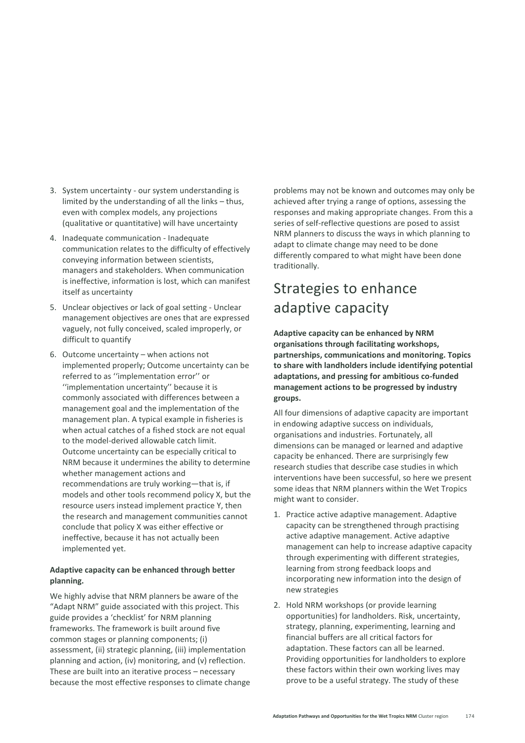3. System uncertainty - our system understanding is limited by the understanding of all the links – thus, even with complex models, any projections (qualitative or quantitative) will have uncertainty
4. Inadequate communication - Inadequate communication relates to the difficulty of effectively conveying information between scientists, managers and stakeholders. When communication is ineffective, information is lost, which can manifest itself as uncertainty
5. Unclear objectives or lack of goal setting - Unclear management objectives are ones that are expressed vaguely, not fully conceived, scaled improperly, or difficult to quantify
6. Outcome uncertainty – when actions not implemented properly; Outcome uncertainty can be referred to as ''implementation error'' or ''implementation uncertainty'' because it is commonly associated with differences between a management goal and the implementation of the management plan. A typical example in fisheries is when actual catches of a fished stock are not equal to the model-derived allowable catch limit. Outcome uncertainty can be especially critical to NRM because it undermines the ability to determine whether management actions and recommendations are truly working—that is, if models and other tools recommend policy X, but the resource users instead implement practice Y, then the research and management communities cannot conclude that policy X was either effective or ineffective, because it has not actually been implemented yet.

**Adaptive capacity can be enhanced through better planning.**

We highly advise that NRM planners be aware of the "Adapt NRM" guide associated with this project. This guide provides a 'checklist' for NRM planning frameworks. The framework is built around five common stages or planning components; (i) assessment, (ii) strategic planning, (iii) implementation planning and action, (iv) monitoring, and (v) reflection. These are built into an iterative process – necessary because the most effective responses to climate change problems may not be known and outcomes may only be achieved after trying a range of options, assessing the responses and making appropriate changes. From this a series of self-reflective questions are posed to assist NRM planners to discuss the ways in which planning to adapt to climate change may need to be done differently compared to what might have been done traditionally.

## Strategies to enhance adaptive capacity

**Adaptive capacity can be enhanced by NRM organisations through facilitating workshops, partnerships, communications and monitoring. Topics to share with landholders include identifying potential adaptations, and pressing for ambitious co-funded management actions to be progressed by industry groups.**

All four dimensions of adaptive capacity are important in endowing adaptive success on individuals, organisations and industries. Fortunately, all dimensions can be managed or learned and adaptive capacity be enhanced. There are surprisingly few research studies that describe case studies in which interventions have been successful, so here we present some ideas that NRM planners within the Wet Tropics might want to consider.

1. Practice active adaptive management. Adaptive capacity can be strengthened through practising active adaptive management. Active adaptive management can help to increase adaptive capacity through experimenting with different strategies, learning from strong feedback loops and incorporating new information into the design of new strategies
2. Hold NRM workshops (or provide learning opportunities) for landholders. Risk, uncertainty, strategy, planning, experimenting, learning and financial buffers are all critical factors for adaptation. These factors can all be learned. Providing opportunities for landholders to explore these factors within their own working lives may prove to be a useful strategy. The study of these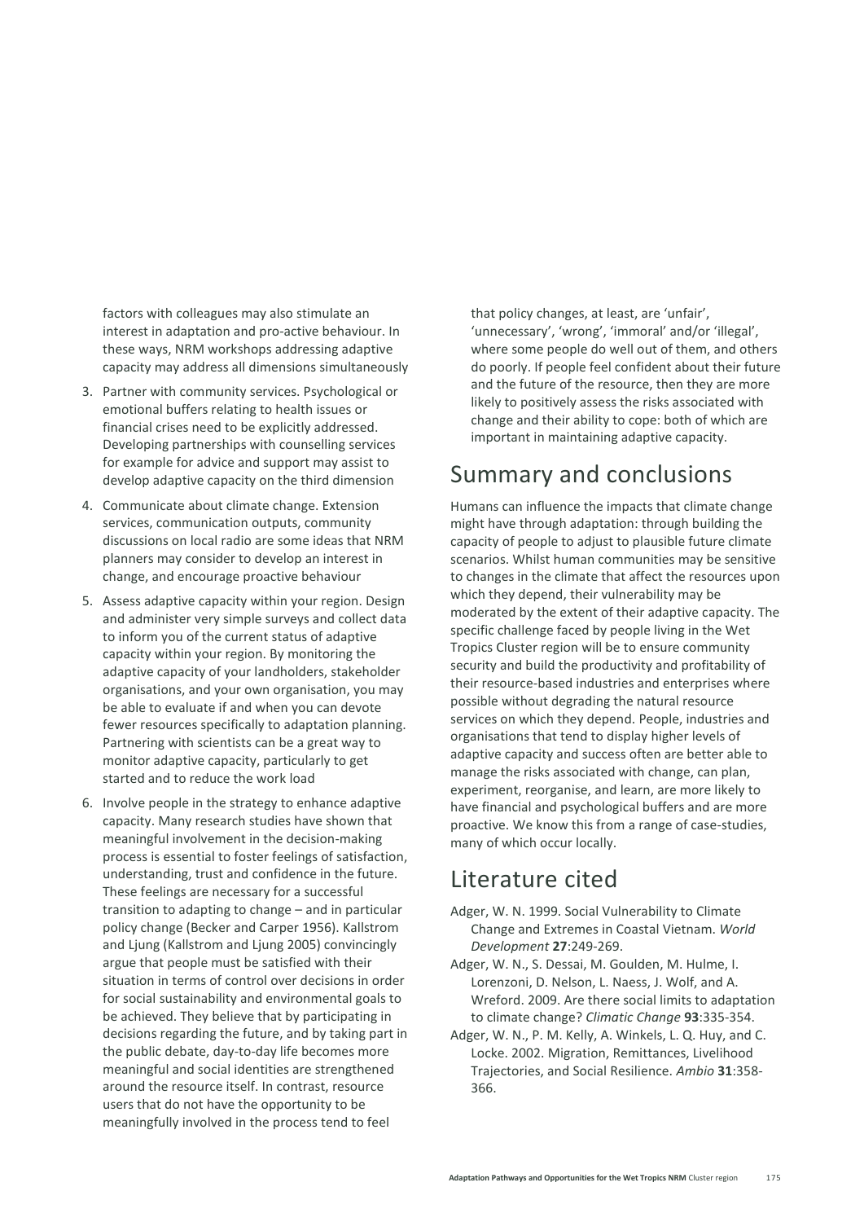factors with colleagues may also stimulate an interest in adaptation and pro-active behaviour. In these ways, NRM workshops addressing adaptive capacity may address all dimensions simultaneously

3. Partner with community services. Psychological or emotional buffers relating to health issues or financial crises need to be explicitly addressed. Developing partnerships with counselling services for example for advice and support may assist to develop adaptive capacity on the third dimension
4. Communicate about climate change. Extension services, communication outputs, community discussions on local radio are some ideas that NRM planners may consider to develop an interest in change, and encourage proactive behaviour
5. Assess adaptive capacity within your region. Design and administer very simple surveys and collect data to inform you of the current status of adaptive capacity within your region. By monitoring the adaptive capacity of your landholders, stakeholder organisations, and your own organisation, you may be able to evaluate if and when you can devote fewer resources specifically to adaptation planning. Partnering with scientists can be a great way to monitor adaptive capacity, particularly to get started and to reduce the work load
6. Involve people in the strategy to enhance adaptive capacity. Many research studies have shown that meaningful involvement in the decision-making process is essential to foster feelings of satisfaction, understanding, trust and confidence in the future. These feelings are necessary for a successful transition to adapting to change – and in particular policy change (Becker and Carper 1956). Kallstrom and Ljung (Kallstrom and Ljung 2005) convincingly argue that people must be satisfied with their situation in terms of control over decisions in order for social sustainability and environmental goals to be achieved. They believe that by participating in decisions regarding the future, and by taking part in the public debate, day-to-day life becomes more meaningful and social identities are strengthened around the resource itself. In contrast, resource users that do not have the opportunity to be meaningfully involved in the process tend to feel that policy changes, at least, are 'unfair', 'unnecessary', 'wrong', 'immoral' and/or 'illegal', where some people do well out of them, and others do poorly. If people feel confident about their future and the future of the resource, then they are more likely to positively assess the risks associated with change and their ability to cope: both of which are important in maintaining adaptive capacity.

## Summary and conclusions

Humans can influence the impacts that climate change might have through adaptation: through building the capacity of people to adjust to plausible future climate scenarios. Whilst human communities may be sensitive to changes in the climate that affect the resources upon which they depend, their vulnerability may be moderated by the extent of their adaptive capacity. The specific challenge faced by people living in the Wet Tropics Cluster region will be to ensure community security and build the productivity and profitability of their resource-based industries and enterprises where possible without degrading the natural resource services on which they depend. People, industries and organisations that tend to display higher levels of adaptive capacity and success often are better able to manage the risks associated with change, can plan, experiment, reorganise, and learn, are more likely to have financial and psychological buffers and are more proactive. We know this from a range of case-studies, many of which occur locally.

## Literature cited

Adger, W. N. 1999. Social Vulnerability to Climate Change and Extremes in Coastal Vietnam. *World Development* **27**:249-269.

Adger, W. N., S. Dessai, M. Goulden, M. Hulme, I. Lorenzoni, D. Nelson, L. Naess, J. Wolf, and A. Wreford. 2009. Are there social limits to adaptation to climate change? *Climatic Change* **93**:335-354.

Adger, W. N., P. M. Kelly, A. Winkels, L. Q. Huy, and C. Locke. 2002. Migration, Remittances, Livelihood Trajectories, and Social Resilience. *Ambio* **31**:358-366.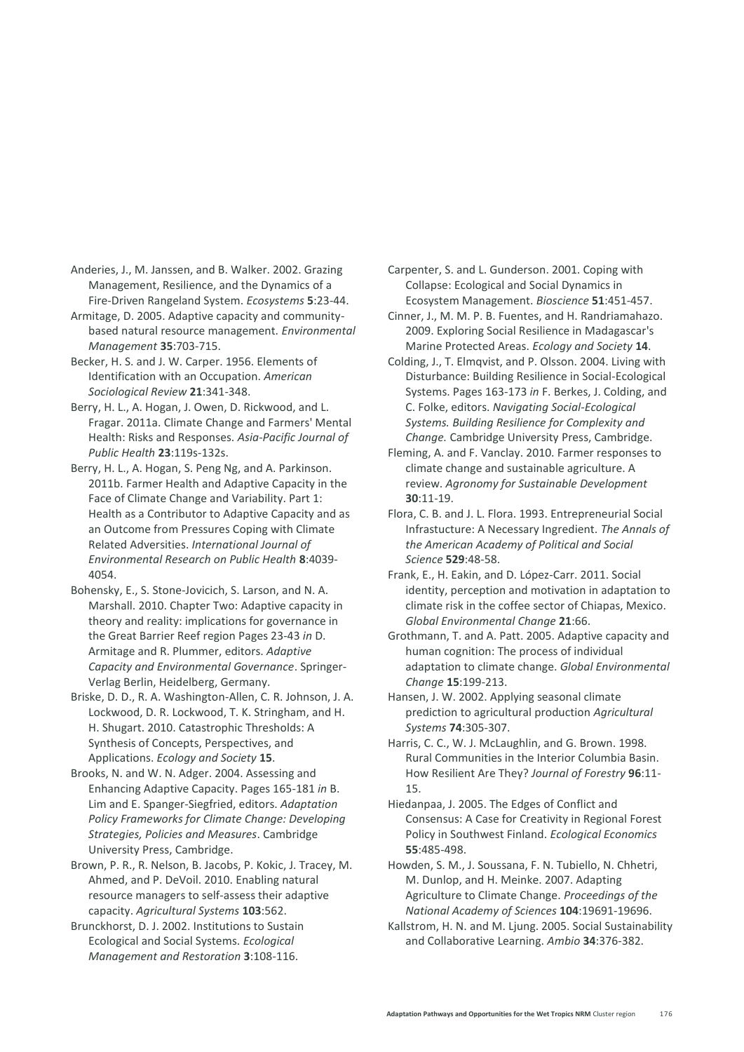Anderies, J., M. Janssen, and B. Walker. 2002. Grazing Management, Resilience, and the Dynamics of a Fire-Driven Rangeland System. *Ecosystems* **5**:23-44.

Armitage, D. 2005. Adaptive capacity and community-based natural resource management. *Environmental Management* **35**:703-715.

Becker, H. S. and J. W. Carper. 1956. Elements of Identification with an Occupation. *American Sociological Review* **21**:341-348.

Berry, H. L., A. Hogan, J. Owen, D. Rickwood, and L. Fragar. 2011a. Climate Change and Farmers' Mental Health: Risks and Responses. *Asia-Pacific Journal of Public Health* **23**:119s-132s.

Berry, H. L., A. Hogan, S. Peng Ng, and A. Parkinson. 2011b. Farmer Health and Adaptive Capacity in the Face of Climate Change and Variability. Part 1: Health as a Contributor to Adaptive Capacity and as an Outcome from Pressures Coping with Climate Related Adversities. *International Journal of Environmental Research on Public Health* **8**:4039-4054.

Bohensky, E., S. Stone-Jovicich, S. Larson, and N. A. Marshall. 2010. Chapter Two: Adaptive capacity in theory and reality: implications for governance in the Great Barrier Reef region Pages 23-43 *in* D. Armitage and R. Plummer, editors. *Adaptive Capacity and Environmental Governance*. Springer-Verlag Berlin, Heidelberg, Germany.

Briske, D. D., R. A. Washington-Allen, C. R. Johnson, J. A. Lockwood, D. R. Lockwood, T. K. Stringham, and H. H. Shugart. 2010. Catastrophic Thresholds: A Synthesis of Concepts, Perspectives, and Applications. *Ecology and Society* **15**.

Brooks, N. and W. N. Adger. 2004. Assessing and Enhancing Adaptive Capacity. Pages 165-181 *in* B. Lim and E. Spanger-Siegfried, editors. *Adaptation Policy Frameworks for Climate Change: Developing Strategies, Policies and Measures*. Cambridge University Press, Cambridge.

Brown, P. R., R. Nelson, B. Jacobs, P. Kokic, J. Tracey, M. Ahmed, and P. DeVoil. 2010. Enabling natural resource managers to self-assess their adaptive capacity. *Agricultural Systems* **103**:562.

Brunckhorst, D. J. 2002. Institutions to Sustain Ecological and Social Systems. *Ecological Management and Restoration* **3**:108-116.

Carpenter, S. and L. Gunderson. 2001. Coping with Collapse: Ecological and Social Dynamics in Ecosystem Management. *Bioscience* **51**:451-457.

Cinner, J., M. M. P. B. Fuentes, and H. Randriamahazo. 2009. Exploring Social Resilience in Madagascar's Marine Protected Areas. *Ecology and Society* **14**.

Colding, J., T. Elmqvist, and P. Olsson. 2004. Living with Disturbance: Building Resilience in Social-Ecological Systems. Pages 163-173 *in* F. Berkes, J. Colding, and C. Folke, editors. *Navigating Social-Ecological Systems. Building Resilience for Complexity and Change.* Cambridge University Press, Cambridge.

Fleming, A. and F. Vanclay. 2010. Farmer responses to climate change and sustainable agriculture. A review. *Agronomy for Sustainable Development* **30**:11-19.

Flora, C. B. and J. L. Flora. 1993. Entrepreneurial Social Infrastucture: A Necessary Ingredient. *The Annals of the American Academy of Political and Social Science* **529**:48-58.

Frank, E., H. Eakin, and D. López-Carr. 2011. Social identity, perception and motivation in adaptation to climate risk in the coffee sector of Chiapas, Mexico. *Global Environmental Change* **21**:66.

Grothmann, T. and A. Patt. 2005. Adaptive capacity and human cognition: The process of individual adaptation to climate change. *Global Environmental Change* **15**:199-213.

Hansen, J. W. 2002. Applying seasonal climate prediction to agricultural production *Agricultural Systems* **74**:305-307.

Harris, C. C., W. J. McLaughlin, and G. Brown. 1998. Rural Communities in the Interior Columbia Basin. How Resilient Are They? *Journal of Forestry* **96**:11-15.

Hiedanpaa, J. 2005. The Edges of Conflict and Consensus: A Case for Creativity in Regional Forest Policy in Southwest Finland. *Ecological Economics* **55**:485-498.

Howden, S. M., J. Soussana, F. N. Tubiello, N. Chhetri, M. Dunlop, and H. Meinke. 2007. Adapting Agriculture to Climate Change. *Proceedings of the National Academy of Sciences* **104**:19691-19696.

Kallstrom, H. N. and M. Ljung. 2005. Social Sustainability and Collaborative Learning. *Ambio* **34**:376-382.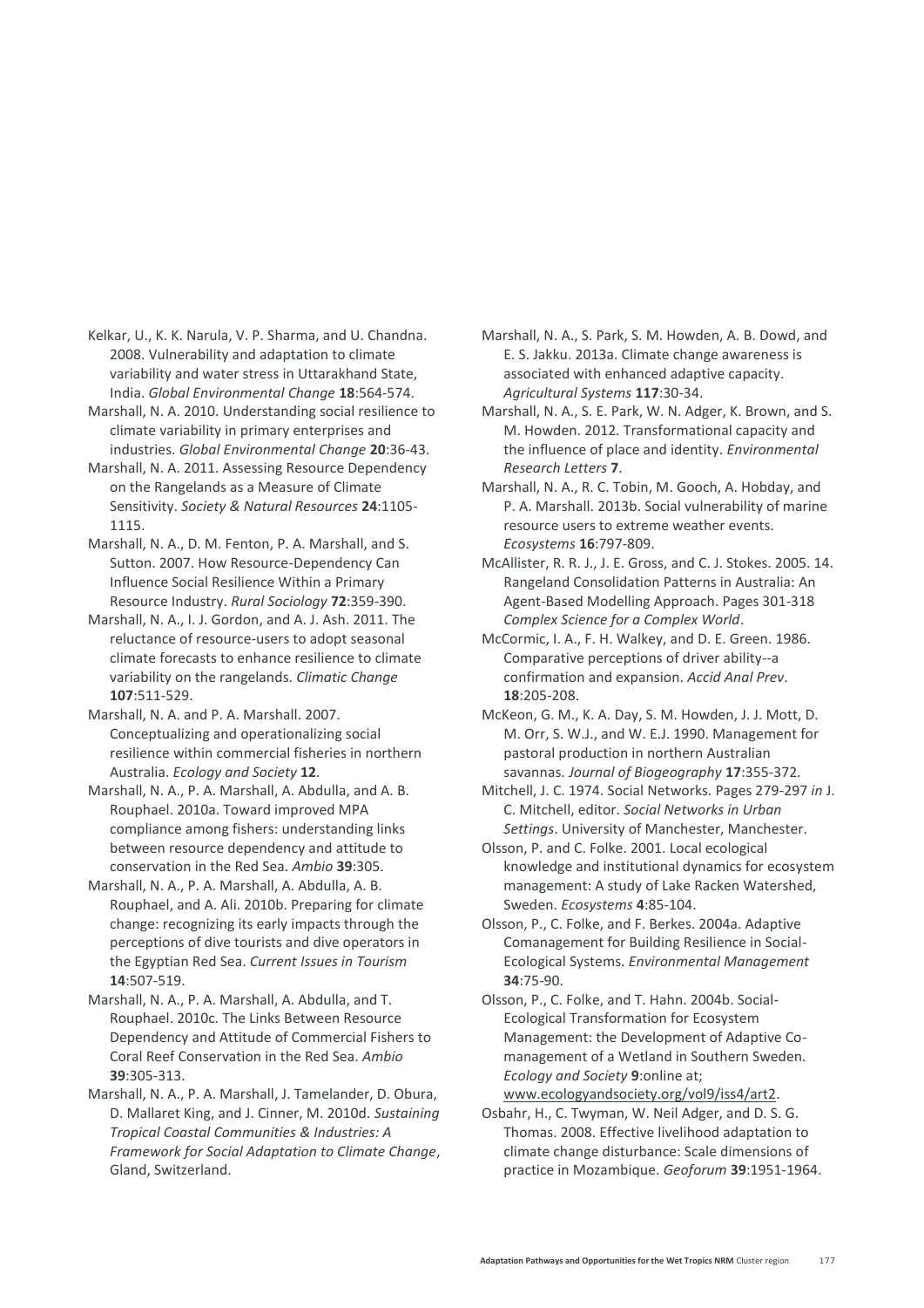Kelkar, U., K. K. Narula, V. P. Sharma, and U. Chandna. 2008. Vulnerability and adaptation to climate variability and water stress in Uttarakhand State, India. *Global Environmental Change* **18**:564-574.

Marshall, N. A. 2010. Understanding social resilience to climate variability in primary enterprises and industries. *Global Environmental Change* **20**:36-43.

Marshall, N. A. 2011. Assessing Resource Dependency on the Rangelands as a Measure of Climate Sensitivity. *Society & Natural Resources* **24**:1105-1115.

Marshall, N. A., D. M. Fenton, P. A. Marshall, and S. Sutton. 2007. How Resource-Dependency Can Influence Social Resilience Within a Primary Resource Industry. *Rural Sociology* **72**:359-390.

Marshall, N. A., I. J. Gordon, and A. J. Ash. 2011. The reluctance of resource-users to adopt seasonal climate forecasts to enhance resilience to climate variability on the rangelands. *Climatic Change* **107**:511-529.

Marshall, N. A. and P. A. Marshall. 2007. Conceptualizing and operationalizing social resilience within commercial fisheries in northern Australia. *Ecology and Society* **12**.

Marshall, N. A., P. A. Marshall, A. Abdulla, and A. B. Rouphael. 2010a. Toward improved MPA compliance among fishers: understanding links between resource dependency and attitude to conservation in the Red Sea. *Ambio* **39**:305.

Marshall, N. A., P. A. Marshall, A. Abdulla, A. B. Rouphael, and A. Ali. 2010b. Preparing for climate change: recognizing its early impacts through the perceptions of dive tourists and dive operators in the Egyptian Red Sea. *Current Issues in Tourism* **14**:507-519.

Marshall, N. A., P. A. Marshall, A. Abdulla, and T. Rouphael. 2010c. The Links Between Resource Dependency and Attitude of Commercial Fishers to Coral Reef Conservation in the Red Sea. *Ambio* **39**:305-313.

Marshall, N. A., P. A. Marshall, J. Tamelander, D. Obura, D. Mallaret King, and J. Cinner, M. 2010d. *Sustaining Tropical Coastal Communities & Industries: A Framework for Social Adaptation to Climate Change*, Gland, Switzerland.

Marshall, N. A., S. Park, S. M. Howden, A. B. Dowd, and E. S. Jakku. 2013a. Climate change awareness is associated with enhanced adaptive capacity. *Agricultural Systems* **117**:30-34.

Marshall, N. A., S. E. Park, W. N. Adger, K. Brown, and S. M. Howden. 2012. Transformational capacity and the influence of place and identity. *Environmental Research Letters* **7**.

Marshall, N. A., R. C. Tobin, M. Gooch, A. Hobday, and P. A. Marshall. 2013b. Social vulnerability of marine resource users to extreme weather events. *Ecosystems* **16**:797-809.

McAllister, R. R. J., J. E. Gross, and C. J. Stokes. 2005. 14. Rangeland Consolidation Patterns in Australia: An Agent-Based Modelling Approach. Pages 301-318 *Complex Science for a Complex World*.

McCormic, I. A., F. H. Walkey, and D. E. Green. 1986. Comparative perceptions of driver ability--a confirmation and expansion. *Accid Anal Prev*. **18**:205-208.

McKeon, G. M., K. A. Day, S. M. Howden, J. J. Mott, D. M. Orr, S. W.J., and W. E.J. 1990. Management for pastoral production in northern Australian savannas. *Journal of Biogeography* **17**:355-372.

Mitchell, J. C. 1974. Social Networks. Pages 279-297 *in* J. C. Mitchell, editor. *Social Networks in Urban Settings*. University of Manchester, Manchester.

Olsson, P. and C. Folke. 2001. Local ecological knowledge and institutional dynamics for ecosystem management: A study of Lake Racken Watershed, Sweden. *Ecosystems* **4**:85-104.

Olsson, P., C. Folke, and F. Berkes. 2004a. Adaptive Comanagement for Building Resilience in Social-Ecological Systems. *Environmental Management* **34**:75-90.

Olsson, P., C. Folke, and T. Hahn. 2004b. Social-Ecological Transformation for Ecosystem Management: the Development of Adaptive Co-management of a Wetland in Southern Sweden. *Ecology and Society* **9**:online at; www.ecologyandsociety.org/vol9/iss4/art2.

Osbahr, H., C. Twyman, W. Neil Adger, and D. S. G. Thomas. 2008. Effective livelihood adaptation to climate change disturbance: Scale dimensions of practice in Mozambique. *Geoforum* **39**:1951-1964.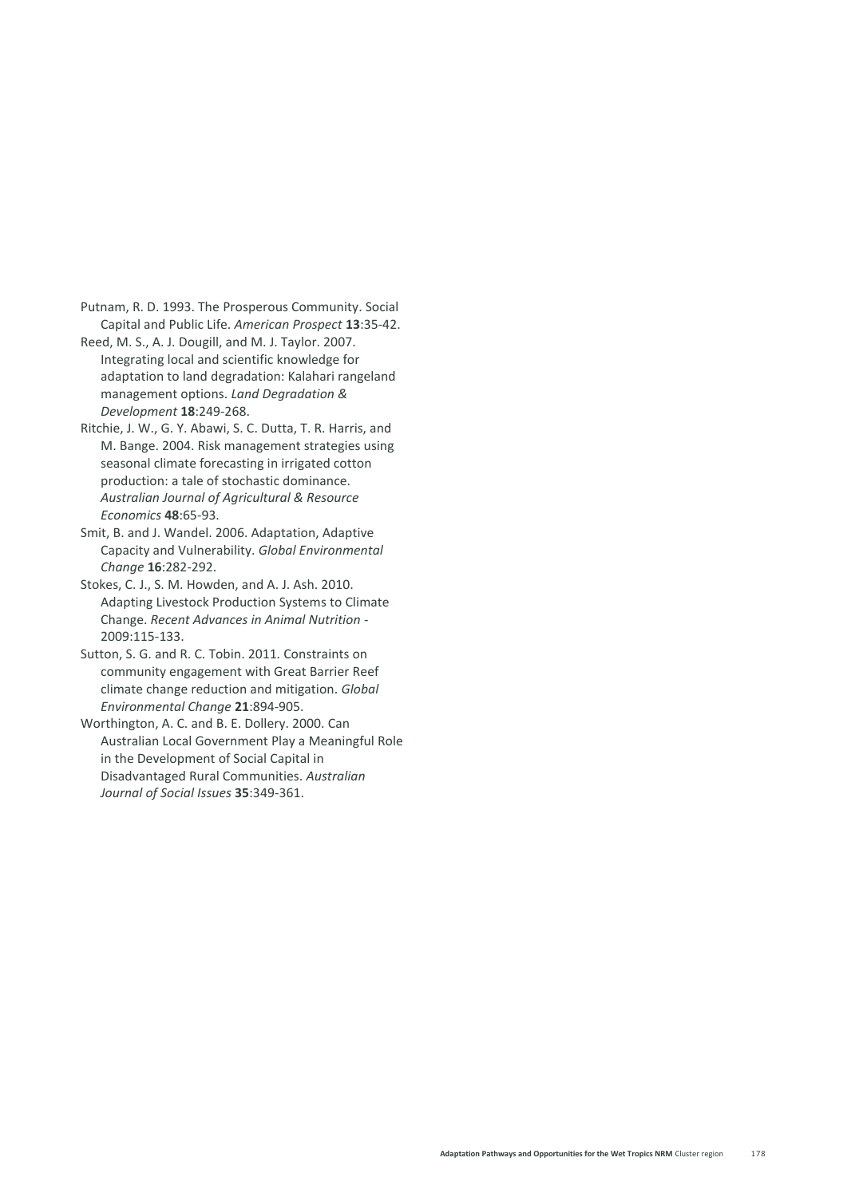Putnam, R. D. 1993. The Prosperous Community. Social Capital and Public Life. *American Prospect* **13**:35-42.

Reed, M. S., A. J. Dougill, and M. J. Taylor. 2007. Integrating local and scientific knowledge for adaptation to land degradation: Kalahari rangeland management options. *Land Degradation & Development* **18**:249-268.

Ritchie, J. W., G. Y. Abawi, S. C. Dutta, T. R. Harris, and M. Bange. 2004. Risk management strategies using seasonal climate forecasting in irrigated cotton production: a tale of stochastic dominance. *Australian Journal of Agricultural & Resource Economics* **48**:65-93.

Smit, B. and J. Wandel. 2006. Adaptation, Adaptive Capacity and Vulnerability. *Global Environmental Change* **16**:282-292.

Stokes, C. J., S. M. Howden, and A. J. Ash. 2010. Adapting Livestock Production Systems to Climate Change. *Recent Advances in Animal Nutrition* - 2009:115-133.

Sutton, S. G. and R. C. Tobin. 2011. Constraints on community engagement with Great Barrier Reef climate change reduction and mitigation. *Global Environmental Change* **21**:894-905.

Worthington, A. C. and B. E. Dollery. 2000. Can Australian Local Government Play a Meaningful Role in the Development of Social Capital in Disadvantaged Rural Communities. *Australian Journal of Social Issues* **35**:349-361.